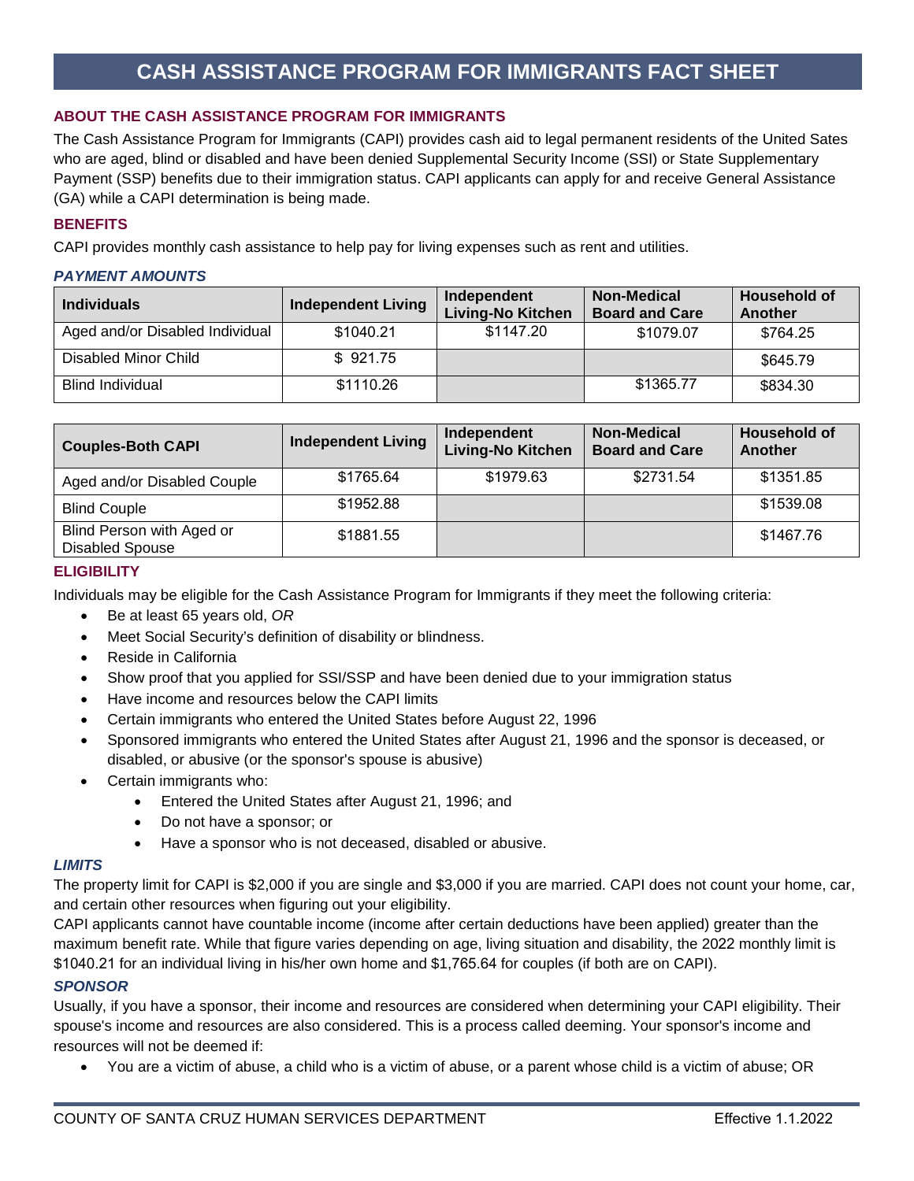# CASH ASSISTANCE PROGRAM FOR IMMIGRANTS FACT SHEET

## ABOUT THE CASH ASSISTANCE PROGRAM FOR IMMIGRANTS

The Cash Assistance Program for Immigrants (CAPI) provides cash aid to legal permanent residents of the United Sates who are aged, blind or disabled and have been denied Supplemental Security Income (SSI) or State Supplementary Payment (SSP) benefits due to their immigration status. CAPI applicants can apply for and receive General Assistance (GA) while a CAPI determination is being made.

## BENEFITS

CAPI provides monthly cash assistance to help pay for living expenses such as rent and utilities.

### *PAYMENT AMOUNTS*

| Individuals | Independent Living | Independent Living-No Kitchen | Non-Medical Board and Care | Household of Another |
|---|---|---|---|---|
| Aged and/or Disabled Individual | $1040.21 | $1147.20 | $1079.07 | $764.25 |
| Disabled Minor Child | $ 921.75 | | | $645.79 |
| Blind Individual | $1110.26 | | $1365.77 | $834.30 |

| Couples-Both CAPI | Independent Living | Independent Living-No Kitchen | Non-Medical Board and Care | Household of Another |
|---|---|---|---|---|
| Aged and/or Disabled Couple | $1765.64 | $1979.63 | $2731.54 | $1351.85 |
| Blind Couple | $1952.88 | | | $1539.08 |
| Blind Person with Aged or Disabled Spouse | $1881.55 | | | $1467.76 |

## ELIGIBILITY

Individuals may be eligible for the Cash Assistance Program for Immigrants if they meet the following criteria:

- Be at least 65 years old, *OR*
- Meet Social Security's definition of disability or blindness.
- Reside in California
- Show proof that you applied for SSI/SSP and have been denied due to your immigration status
- Have income and resources below the CAPI limits
- Certain immigrants who entered the United States before August 22, 1996
- Sponsored immigrants who entered the United States after August 21, 1996 and the sponsor is deceased, or disabled, or abusive (or the sponsor's spouse is abusive)
- Certain immigrants who:
  - Entered the United States after August 21, 1996; and
  - Do not have a sponsor; or
  - Have a sponsor who is not deceased, disabled or abusive.

### *LIMITS*

The property limit for CAPI is $2,000 if you are single and $3,000 if you are married. CAPI does not count your home, car, and certain other resources when figuring out your eligibility.

CAPI applicants cannot have countable income (income after certain deductions have been applied) greater than the maximum benefit rate. While that figure varies depending on age, living situation and disability, the 2022 monthly limit is $1040.21 for an individual living in his/her own home and $1,765.64 for couples (if both are on CAPI).

### *SPONSOR*

Usually, if you have a sponsor, their income and resources are considered when determining your CAPI eligibility. Their spouse's income and resources are also considered. This is a process called deeming. Your sponsor's income and resources will not be deemed if:

- You are a victim of abuse, a child who is a victim of abuse, or a parent whose child is a victim of abuse; OR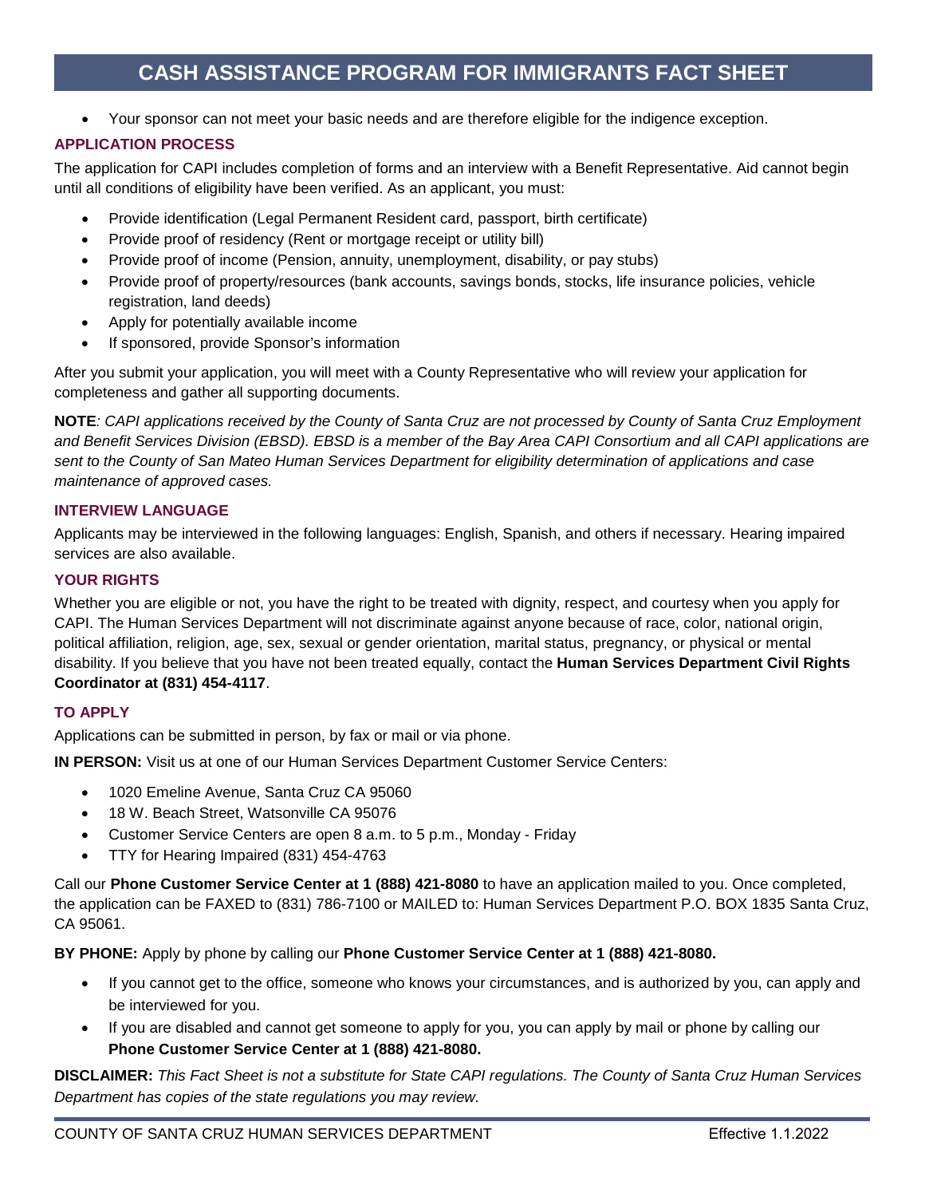# CASH ASSISTANCE PROGRAM FOR IMMIGRANTS FACT SHEET

- Your sponsor can not meet your basic needs and are therefore eligible for the indigence exception.

## APPLICATION PROCESS

The application for CAPI includes completion of forms and an interview with a Benefit Representative. Aid cannot begin until all conditions of eligibility have been verified. As an applicant, you must:

- Provide identification (Legal Permanent Resident card, passport, birth certificate)
- Provide proof of residency (Rent or mortgage receipt or utility bill)
- Provide proof of income (Pension, annuity, unemployment, disability, or pay stubs)
- Provide proof of property/resources (bank accounts, savings bonds, stocks, life insurance policies, vehicle registration, land deeds)
- Apply for potentially available income
- If sponsored, provide Sponsor's information

After you submit your application, you will meet with a County Representative who will review your application for completeness and gather all supporting documents.

**NOTE**: *CAPI applications received by the County of Santa Cruz are not processed by County of Santa Cruz Employment and Benefit Services Division (EBSD). EBSD is a member of the Bay Area CAPI Consortium and all CAPI applications are sent to the County of San Mateo Human Services Department for eligibility determination of applications and case maintenance of approved cases.*

## INTERVIEW LANGUAGE

Applicants may be interviewed in the following languages: English, Spanish, and others if necessary. Hearing impaired services are also available.

## YOUR RIGHTS

Whether you are eligible or not, you have the right to be treated with dignity, respect, and courtesy when you apply for CAPI. The Human Services Department will not discriminate against anyone because of race, color, national origin, political affiliation, religion, age, sex, sexual or gender orientation, marital status, pregnancy, or physical or mental disability. If you believe that you have not been treated equally, contact the **Human Services Department Civil Rights Coordinator at (831) 454-4117**.

## TO APPLY

Applications can be submitted in person, by fax or mail or via phone.

**IN PERSON:** Visit us at one of our Human Services Department Customer Service Centers:

- 1020 Emeline Avenue, Santa Cruz CA 95060
- 18 W. Beach Street, Watsonville CA 95076
- Customer Service Centers are open 8 a.m. to 5 p.m., Monday - Friday
- TTY for Hearing Impaired (831) 454-4763

Call our **Phone Customer Service Center at 1 (888) 421-8080** to have an application mailed to you. Once completed, the application can be FAXED to (831) 786-7100 or MAILED to: Human Services Department P.O. BOX 1835 Santa Cruz, CA 95061.

**BY PHONE:** Apply by phone by calling our **Phone Customer Service Center at 1 (888) 421-8080.**

- If you cannot get to the office, someone who knows your circumstances, and is authorized by you, can apply and be interviewed for you.
- If you are disabled and cannot get someone to apply for you, you can apply by mail or phone by calling our **Phone Customer Service Center at 1 (888) 421-8080.**

**DISCLAIMER:** *This Fact Sheet is not a substitute for State CAPI regulations. The County of Santa Cruz Human Services Department has copies of the state regulations you may review.*

COUNTY OF SANTA CRUZ HUMAN SERVICES DEPARTMENT Effective 1.1.2022